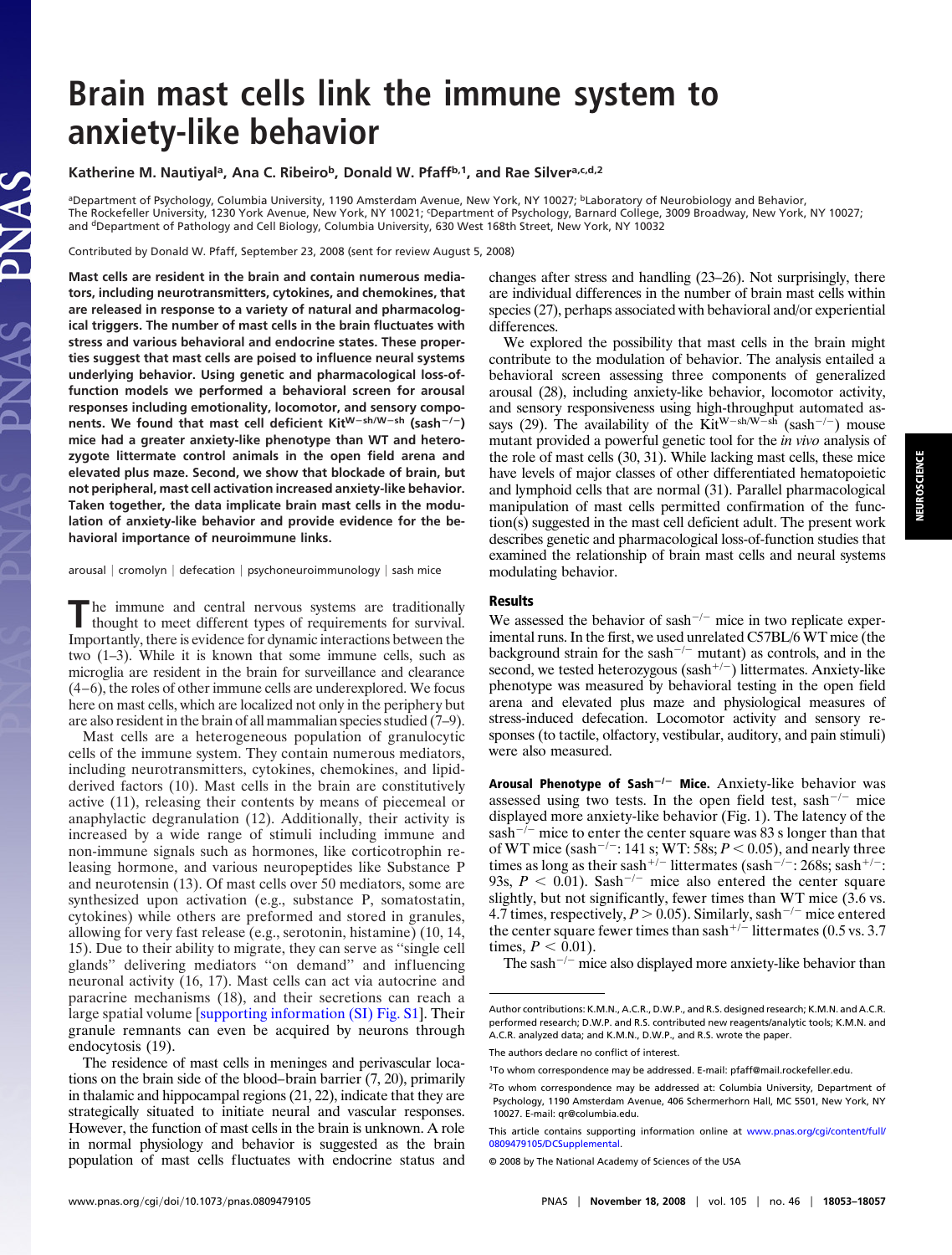# Brain mast cells link the immune system to anxiety-like behavior

**Katherine M. Nautiyal[a], Ana C. Ribeiro[b], Donald W. Pfaff[b,1], and Rae Silver[a,c,d,2]**

[a]Department of Psychology, Columbia University, 1190 Amsterdam Avenue, New York, NY 10027; [b]Laboratory of Neurobiology and Behavior, The Rockefeller University, 1230 York Avenue, New York, NY 10021; [c]Department of Psychology, Barnard College, 3009 Broadway, New York, NY 10027; and [d]Department of Pathology and Cell Biology, Columbia University, 630 West 168th Street, New York, NY 10032

Contributed by Donald W. Pfaff, September 23, 2008 (sent for review August 5, 2008)

**Mast cells are resident in the brain and contain numerous mediators, including neurotransmitters, cytokines, and chemokines, that are released in response to a variety of natural and pharmacological triggers. The number of mast cells in the brain fluctuates with stress and various behavioral and endocrine states. These properties suggest that mast cells are poised to influence neural systems underlying behavior. Using genetic and pharmacological loss-of-function models we performed a behavioral screen for arousal responses including emotionality, locomotor, and sensory components. We found that mast cell deficient Kit$^{W-sh/W-sh}$ (sash$^{-/-}$) mice had a greater anxiety-like phenotype than WT and heterozygote littermate control animals in the open field arena and elevated plus maze. Second, we show that blockade of brain, but not peripheral, mast cell activation increased anxiety-like behavior. Taken together, the data implicate brain mast cells in the modulation of anxiety-like behavior and provide evidence for the behavioral importance of neuroimmune links.**

arousal | cromolyn | defecation | psychoneuroimmunology | sash mice

The immune and central nervous systems are traditionally thought to meet different types of requirements for survival. Importantly, there is evidence for dynamic interactions between the two (1–3). While it is known that some immune cells, such as microglia are resident in the brain for surveillance and clearance (4–6), the roles of other immune cells are underexplored. We focus here on mast cells, which are localized not only in the periphery but are also resident in the brain of all mammalian species studied (7–9).

Mast cells are a heterogeneous population of granulocytic cells of the immune system. They contain numerous mediators, including neurotransmitters, cytokines, chemokines, and lipid-derived factors (10). Mast cells in the brain are constitutively active (11), releasing their contents by means of piecemeal or anaphylactic degranulation (12). Additionally, their activity is increased by a wide range of stimuli including immune and non-immune signals such as hormones, like corticotrophin releasing hormone, and various neuropeptides like Substance P and neurotensin (13). Of mast cells over 50 mediators, some are synthesized upon activation (e.g., substance P, somatostatin, cytokines) while others are preformed and stored in granules, allowing for very fast release (e.g., serotonin, histamine) (10, 14, 15). Due to their ability to migrate, they can serve as "single cell glands" delivering mediators "on demand" and influencing neuronal activity (16, 17). Mast cells can act via autocrine and paracrine mechanisms (18), and their secretions can reach a large spatial volume [supporting information (SI) Fig. S1]. Their granule remnants can even be acquired by neurons through endocytosis (19).

The residence of mast cells in meninges and perivascular locations on the brain side of the blood–brain barrier (7, 20), primarily in thalamic and hippocampal regions (21, 22), indicate that they are strategically situated to initiate neural and vascular responses. However, the function of mast cells in the brain is unknown. A role in normal physiology and behavior is suggested as the brain population of mast cells fluctuates with endocrine status and changes after stress and handling (23–26). Not surprisingly, there are individual differences in the number of brain mast cells within species (27), perhaps associated with behavioral and/or experiential differences.

We explored the possibility that mast cells in the brain might contribute to the modulation of behavior. The analysis entailed a behavioral screen assessing three components of generalized arousal (28), including anxiety-like behavior, locomotor activity, and sensory responsiveness using high-throughput automated assays (29). The availability of the Kit$^{W-sh/W-sh}$ (sash$^{-/-}$) mouse mutant provided a powerful genetic tool for the *in vivo* analysis of the role of mast cells (30, 31). While lacking mast cells, these mice have levels of major classes of other differentiated hematopoietic and lymphoid cells that are normal (31). Parallel pharmacological manipulation of mast cells permitted confirmation of the function(s) suggested in the mast cell deficient adult. The present work describes genetic and pharmacological loss-of-function studies that examined the relationship of brain mast cells and neural systems modulating behavior.

## Results

We assessed the behavior of sash$^{-/-}$ mice in two replicate experimental runs. In the first, we used unrelated C57BL/6 WT mice (the background strain for the sash$^{-/-}$ mutant) as controls, and in the second, we tested heterozygous (sash$^{+/-}$) littermates. Anxiety-like phenotype was measured by behavioral testing in the open field arena and elevated plus maze and physiological measures of stress-induced defecation. Locomotor activity and sensory responses (to tactile, olfactory, vestibular, auditory, and pain stimuli) were also measured.

**Arousal Phenotype of Sash$^{-/-}$ Mice.** Anxiety-like behavior was assessed using two tests. In the open field test, sash$^{-/-}$ mice displayed more anxiety-like behavior (Fig. 1). The latency of the sash$^{-/-}$ mice to enter the center square was 83 s longer than that of WT mice (sash$^{-/-}$: 141 s; WT: 58s; $P < 0.05$), and nearly three times as long as their sash$^{+/-}$ littermates (sash$^{-/-}$: 268s; sash$^{+/-}$: 93s, $P < 0.01$). Sash$^{-/-}$ mice also entered the center square slightly, but not significantly, fewer times than WT mice (3.6 vs. 4.7 times, respectively, $P > 0.05$). Similarly, sash$^{-/-}$ mice entered the center square fewer times than sash$^{+/-}$ littermates (0.5 vs. 3.7 times, $P < 0.01$).

The sash$^{-/-}$ mice also displayed more anxiety-like behavior than

---

Author contributions: K.M.N., A.C.R., D.W.P., and R.S. designed research; K.M.N. and A.C.R. performed research; D.W.P. and R.S. contributed new reagents/analytic tools; K.M.N. and A.C.R. analyzed data; and K.M.N., D.W.P., and R.S. wrote the paper.

The authors declare no conflict of interest.

[1]To whom correspondence may be addressed. E-mail: pfaff@mail.rockefeller.edu.

[2]To whom correspondence may be addressed at: Columbia University, Department of Psychology, 1190 Amsterdam Avenue, 406 Schermerhorn Hall, MC 5501, New York, NY 10027. E-mail: qr@columbia.edu.

This article contains supporting information online at www.pnas.org/cgi/content/full/0809479105/DCSupplemental.

© 2008 by The National Academy of Sciences of the USA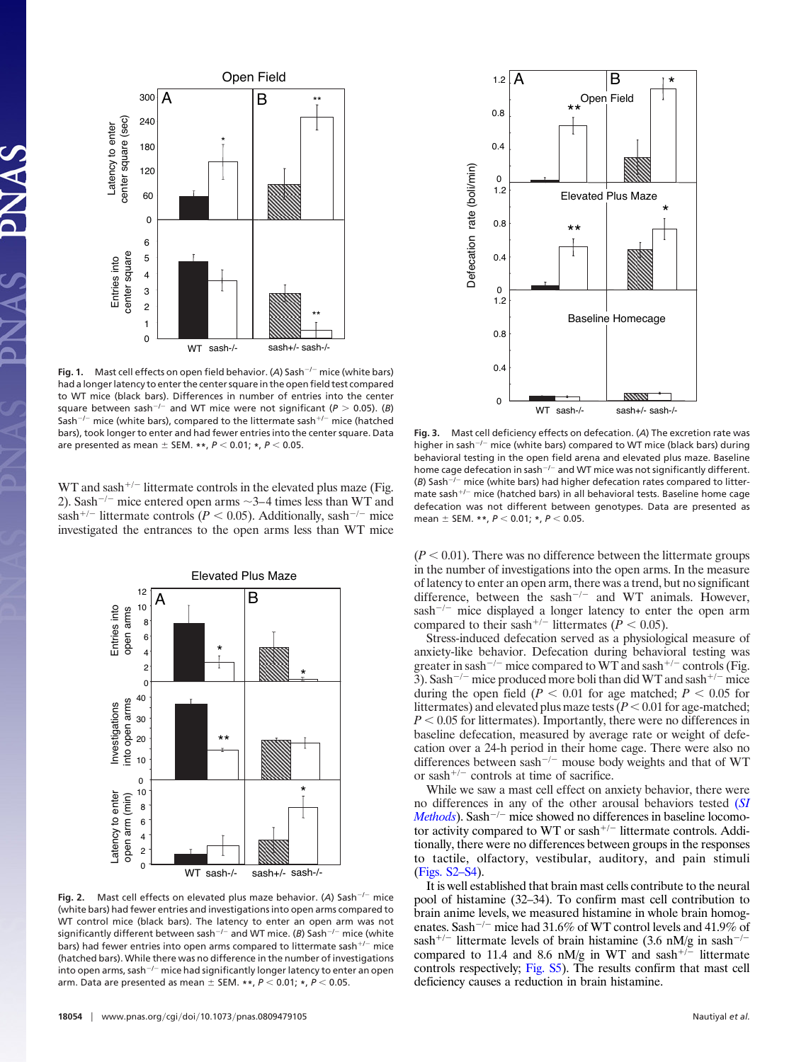Fig. 1. Mast cell effects on open field behavior. (A) Sash$^{-/-}$ mice (white bars) had a longer latency to enter the center square in the open field test compared to WT mice (black bars). Differences in number of entries into the center square between sash$^{-/-}$ and WT mice were not significant ($P > 0.05$). (B) Sash$^{-/-}$ mice (white bars), compared to the littermate sash$^{+/-}$ mice (hatched bars), took longer to enter and had fewer entries into the center square. Data are presented as mean ± SEM. **, $P < 0.01$; *, $P < 0.05$.

WT and sash$^{+/-}$ littermate controls in the elevated plus maze (Fig. 2). Sash$^{-/-}$ mice entered open arms ~3–4 times less than WT and sash$^{+/-}$ littermate controls ($P < 0.05$). Additionally, sash$^{-/-}$ mice investigated the entrances to the open arms less than WT mice ($P < 0.01$). There was no difference between the littermate groups in the number of investigations into the open arms. In the measure of latency to enter an open arm, there was a trend, but no significant difference, between the sash$^{-/-}$ and WT animals. However, sash$^{-/-}$ mice displayed a longer latency to enter the open arm compared to their sash$^{+/-}$ littermates ($P < 0.05$).

Stress-induced defecation served as a physiological measure of anxiety-like behavior. Defecation during behavioral testing was greater in sash$^{-/-}$ mice compared to WT and sash$^{+/-}$ controls (Fig. 3). Sash$^{-/-}$ mice produced more boli than did WT and sash$^{+/-}$ mice during the open field ($P < 0.01$ for age matched; $P < 0.05$ for littermates) and elevated plus maze tests ($P < 0.01$ for age-matched; $P < 0.05$ for littermates). Importantly, there were no differences in baseline defecation, measured by average rate or weight of defecation over a 24-h period in their home cage. There were also no differences between sash$^{-/-}$ mouse body weights and that of WT or sash$^{+/-}$ controls at time of sacrifice.

While we saw a mast cell effect on anxiety behavior, there were no differences in any of the other arousal behaviors tested (*SI Methods*). Sash$^{-/-}$ mice showed no differences in baseline locomotor activity compared to WT or sash$^{+/-}$ littermate controls. Additionally, there were no differences between groups in the responses to tactile, olfactory, vestibular, auditory, and pain stimuli (Figs. S2–S4).

It is well established that brain mast cells contribute to the neural pool of histamine (32–34). To confirm mast cell contribution to brain anime levels, we measured histamine in whole brain homogenates. Sash$^{-/-}$ mice had 31.6% of WT control levels and 41.9% of sash$^{+/-}$ littermate levels of brain histamine (3.6 nM/g in sash$^{-/-}$ compared to 11.4 and 8.6 nM/g in WT and sash$^{+/-}$ littermate controls respectively; Fig. S5). The results confirm that mast cell deficiency causes a reduction in brain histamine.

Fig. 2. Mast cell effects on elevated plus maze behavior. (A) Sash$^{-/-}$ mice (white bars) had fewer entries and investigations into open arms compared to WT control mice (black bars). The latency to enter an open arm was not significantly different between sash$^{-/-}$ and WT mice. (B) Sash$^{-/-}$ mice (white bars) had fewer entries into open arms compared to littermate sash$^{+/-}$ mice (hatched bars). While there was no difference in the number of investigations into open arms, sash$^{-/-}$ mice had significantly longer latency to enter an open arm. Data are presented as mean ± SEM. **, $P < 0.01$; *, $P < 0.05$.

Fig. 3. Mast cell deficiency effects on defecation. (A) The excretion rate was higher in sash$^{-/-}$ mice (white bars) compared to WT mice (black bars) during behavioral testing in the open field arena and elevated plus maze. Baseline home cage defecation in sash$^{-/-}$ and WT mice was not significantly different. (B) Sash$^{-/-}$ mice (white bars) had higher defecation rates compared to littermate sash$^{+/-}$ mice (hatched bars) in all behavioral tests. Baseline home cage defecation was not different between genotypes. Data are presented as mean ± SEM. **, $P < 0.01$; *, $P < 0.05$.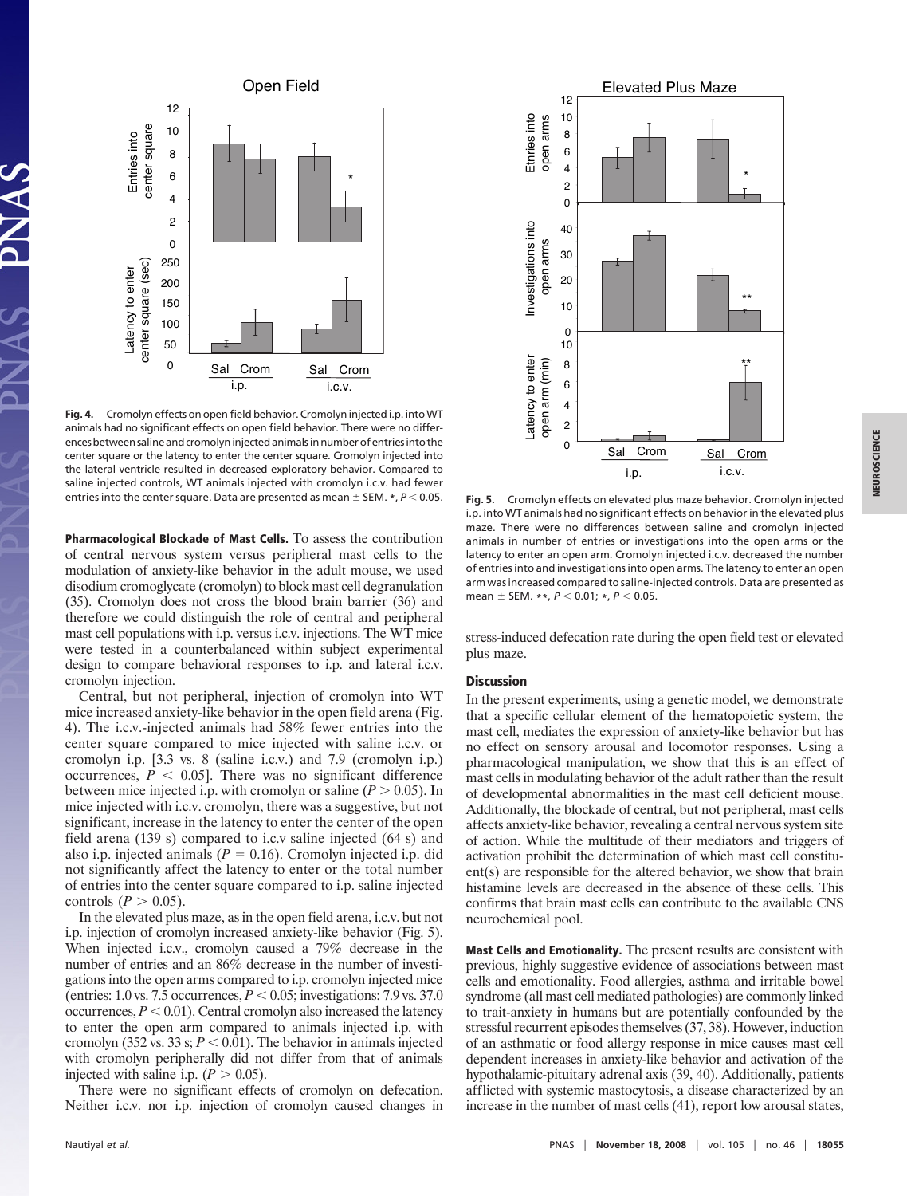**Fig. 4.** Cromolyn effects on open field behavior. Cromolyn injected i.p. into WT animals had no significant effects on open field behavior. There were no differences between saline and cromolyn injected animals in number of entries into the center square or the latency to enter the center square. Cromolyn injected into the lateral ventricle resulted in decreased exploratory behavior. Compared to saline injected controls, WT animals injected with cromolyn i.c.v. had fewer entries into the center square. Data are presented as mean ± SEM. *, $P < 0.05$.

**Pharmacological Blockade of Mast Cells.** To assess the contribution of central nervous system versus peripheral mast cells to the modulation of anxiety-like behavior in the adult mouse, we used disodium cromoglycate (cromolyn) to block mast cell degranulation (35). Cromolyn does not cross the blood brain barrier (36) and therefore we could distinguish the role of central and peripheral mast cell populations with i.p. versus i.c.v. injections. The WT mice were tested in a counterbalanced within subject experimental design to compare behavioral responses to i.p. and lateral i.c.v. cromolyn injection.

Central, but not peripheral, injection of cromolyn into WT mice increased anxiety-like behavior in the open field arena (Fig. 4). The i.c.v.-injected animals had 58% fewer entries into the center square compared to mice injected with saline i.c.v. or cromolyn i.p. [3.3 vs. 8 (saline i.c.v.) and 7.9 (cromolyn i.p.) occurrences, $P < 0.05$]. There was no significant difference between mice injected i.p. with cromolyn or saline ($P > 0.05$). In mice injected with i.c.v. cromolyn, there was a suggestive, but not significant, increase in the latency to enter the center of the open field arena (139 s) compared to i.c.v saline injected (64 s) and also i.p. injected animals ($P = 0.16$). Cromolyn injected i.p. did not significantly affect the latency to enter or the total number of entries into the center square compared to i.p. saline injected controls ($P > 0.05$).

In the elevated plus maze, as in the open field arena, i.c.v. but not i.p. injection of cromolyn increased anxiety-like behavior (Fig. 5). When injected i.c.v., cromolyn caused a 79% decrease in the number of entries and an 86% decrease in the number of investigations into the open arms compared to i.p. cromolyn injected mice (entries: 1.0 vs. 7.5 occurrences, $P < 0.05$; investigations: 7.9 vs. 37.0 occurrences, $P < 0.01$). Central cromolyn also increased the latency to enter the open arm compared to animals injected i.p. with cromolyn (352 vs. 33 s; $P < 0.01$). The behavior in animals injected with cromolyn peripherally did not differ from that of animals injected with saline i.p. ($P > 0.05$).

There were no significant effects of cromolyn on defecation. Neither i.c.v. nor i.p. injection of cromolyn caused changes in stress-induced defecation rate during the open field test or elevated plus maze.

**Fig. 5.** Cromolyn effects on elevated plus maze behavior. Cromolyn injected i.p. into WT animals had no significant effects on behavior in the elevated plus maze. There were no differences between saline and cromolyn injected animals in number of entries or investigations into the open arms or the latency to enter an open arm. Cromolyn injected i.c.v. decreased the number of entries into and investigations into open arms. The latency to enter an open arm was increased compared to saline-injected controls. Data are presented as mean ± SEM. **, $P < 0.01$; *, $P < 0.05$.

## Discussion

In the present experiments, using a genetic model, we demonstrate that a specific cellular element of the hematopoietic system, the mast cell, mediates the expression of anxiety-like behavior but has no effect on sensory arousal and locomotor responses. Using a pharmacological manipulation, we show that this is an effect of mast cells in modulating behavior of the adult rather than the result of developmental abnormalities in the mast cell deficient mouse. Additionally, the blockade of central, but not peripheral, mast cells affects anxiety-like behavior, revealing a central nervous system site of action. While the multitude of their mediators and triggers of activation prohibit the determination of which mast cell constituent(s) are responsible for the altered behavior, we show that brain histamine levels are decreased in the absence of these cells. This confirms that brain mast cells can contribute to the available CNS neurochemical pool.

**Mast Cells and Emotionality.** The present results are consistent with previous, highly suggestive evidence of associations between mast cells and emotionality. Food allergies, asthma and irritable bowel syndrome (all mast cell mediated pathologies) are commonly linked to trait-anxiety in humans but are potentially confounded by the stressful recurrent episodes themselves (37, 38). However, induction of an asthmatic or food allergy response in mice causes mast cell dependent increases in anxiety-like behavior and activation of the hypothalamic-pituitary adrenal axis (39, 40). Additionally, patients afflicted with systemic mastocytosis, a disease characterized by an increase in the number of mast cells (41), report low arousal states,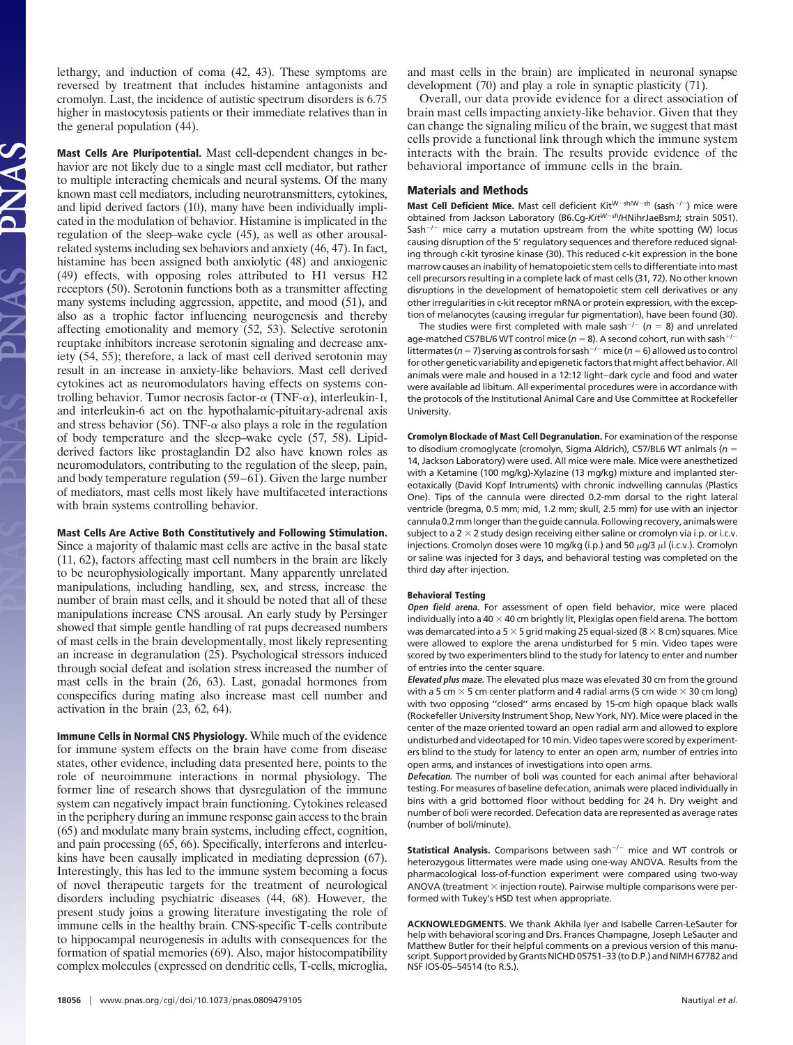lethargy, and induction of coma (42, 43). These symptoms are reversed by treatment that includes histamine antagonists and cromolyn. Last, the incidence of autistic spectrum disorders is 6.75 higher in mastocytosis patients or their immediate relatives than in the general population (44).

**Mast Cells Are Pluripotential.** Mast cell-dependent changes in behavior are not likely due to a single mast cell mediator, but rather to multiple interacting chemicals and neural systems. Of the many known mast cell mediators, including neurotransmitters, cytokines, and lipid derived factors (10), many have been individually implicated in the modulation of behavior. Histamine is implicated in the regulation of the sleep–wake cycle (45), as well as other arousal-related systems including sex behaviors and anxiety (46, 47). In fact, histamine has been assigned both anxiolytic (48) and anxiogenic (49) effects, with opposing roles attributed to H1 versus H2 receptors (50). Serotonin functions both as a transmitter affecting many systems including aggression, appetite, and mood (51), and also as a trophic factor influencing neurogenesis and thereby affecting emotionality and memory (52, 53). Selective serotonin reuptake inhibitors increase serotonin signaling and decrease anxiety (54, 55); therefore, a lack of mast cell derived serotonin may result in an increase in anxiety-like behaviors. Mast cell derived cytokines act as neuromodulators having effects on systems controlling behavior. Tumor necrosis factor-α (TNF-α), interleukin-1, and interleukin-6 act on the hypothalamic-pituitary-adrenal axis and stress behavior (56). TNF-α also plays a role in the regulation of body temperature and the sleep–wake cycle (57, 58). Lipid-derived factors like prostaglandin D2 also have known roles as neuromodulators, contributing to the regulation of the sleep, pain, and body temperature regulation (59–61). Given the large number of mediators, mast cells most likely have multifaceted interactions with brain systems controlling behavior.

**Mast Cells Are Active Both Constitutively and Following Stimulation.** Since a majority of thalamic mast cells are active in the basal state (11, 62), factors affecting mast cell numbers in the brain are likely to be neurophysiologically important. Many apparently unrelated manipulations, including handling, sex, and stress, increase the number of brain mast cells, and it should be noted that all of these manipulations increase CNS arousal. An early study by Persinger showed that simple gentle handling of rat pups decreased numbers of mast cells in the brain developmentally, most likely representing an increase in degranulation (25). Psychological stressors induced through social defeat and isolation stress increased the number of mast cells in the brain (26, 63). Last, gonadal hormones from conspecifics during mating also increase mast cell number and activation in the brain (23, 62, 64).

**Immune Cells in Normal CNS Physiology.** While much of the evidence for immune system effects on the brain have come from disease states, other evidence, including data presented here, points to the role of neuroimmune interactions in normal physiology. The former line of research shows that dysregulation of the immune system can negatively impact brain functioning. Cytokines released in the periphery during an immune response gain access to the brain (65) and modulate many brain systems, including effect, cognition, and pain processing (65, 66). Specifically, interferons and interleukins have been causally implicated in mediating depression (67). Interestingly, this has led to the immune system becoming a focus of novel therapeutic targets for the treatment of neurological disorders including psychiatric diseases (44, 68). However, the present study joins a growing literature investigating the role of immune cells in the healthy brain. CNS-specific T-cells contribute to hippocampal neurogenesis in adults with consequences for the formation of spatial memories (69). Also, major histocompatibility complex molecules (expressed on dendritic cells, T-cells, microglia, and mast cells in the brain) are implicated in neuronal synapse development (70) and play a role in synaptic plasticity (71).

Overall, our data provide evidence for a direct association of brain mast cells impacting anxiety-like behavior. Given that they can change the signaling milieu of the brain, we suggest that mast cells provide a functional link through which the immune system interacts with the brain. The results provide evidence of the behavioral importance of immune cells in the brain.

## Materials and Methods

**Mast Cell Deficient Mice.** Mast cell deficient Kit$^{W-sh/W-sh}$ (sash$^{-/-}$) mice were obtained from Jackson Laboratory (B6.Cg-*Kit*$^{W-sh}$/HNihrJaeBsmJ; strain 5051). Sash$^{-/-}$ mice carry a mutation upstream from the white spotting (W) locus causing disruption of the 5′ regulatory sequences and therefore reduced signaling through c-kit tyrosine kinase (30). This reduced c-kit expression in the bone marrow causes an inability of hematopoietic stem cells to differentiate into mast cell precursors resulting in a complete lack of mast cells (31, 72). No other known disruptions in the development of hematopoietic stem cell derivatives or any other irregularities in c-kit receptor mRNA or protein expression, with the exception of melanocytes (causing irregular fur pigmentation), have been found (30).

The studies were first completed with male sash$^{-/-}$ ($n$ = 8) and unrelated age-matched C57BL/6 WT control mice ($n$ = 8). A second cohort, run with sash$^{+/-}$ littermates ($n$ = 7) serving as controls for sash$^{-/-}$ mice ($n$ = 6) allowed us to control for other genetic variability and epigenetic factors that might affect behavior. All animals were male and housed in a 12:12 light–dark cycle and food and water were available ad libitum. All experimental procedures were in accordance with the protocols of the Institutional Animal Care and Use Committee at Rockefeller University.

**Cromolyn Blockade of Mast Cell Degranulation.** For examination of the response to disodium cromoglycate (cromolyn, Sigma Aldrich), C57/BL6 WT animals ($n$ = 14, Jackson Laboratory) were used. All mice were male. Mice were anesthetized with a Ketamine (100 mg/kg)-Xylazine (13 mg/kg) mixture and implanted stereotaxically (David Kopf Intruments) with chronic indwelling cannulas (Plastics One). Tips of the cannula were directed 0.2-mm dorsal to the right lateral ventricle (bregma, 0.5 mm; mid, 1.2 mm; skull, 2.5 mm) for use with an injector cannula 0.2 mm longer than the guide cannula. Following recovery, animals were subject to a 2 × 2 study design receiving either saline or cromolyn via i.p. or i.c.v. injections. Cromolyn doses were 10 mg/kg (i.p.) and 50 μg/3 μl (i.c.v.). Cromolyn or saline was injected for 3 days, and behavioral testing was completed on the third day after injection.

**Behavioral Testing**

***Open field arena.*** For assessment of open field behavior, mice were placed individually into a 40 × 40 cm brightly lit, Plexiglas open field arena. The bottom was demarcated into a 5 × 5 grid making 25 equal-sized (8 × 8 cm) squares. Mice were allowed to explore the arena undisturbed for 5 min. Video tapes were scored by two experimenters blind to the study for latency to enter and number of entries into the center square.

***Elevated plus maze.*** The elevated plus maze was elevated 30 cm from the ground with a 5 cm × 5 cm center platform and 4 radial arms (5 cm wide × 30 cm long) with two opposing "closed" arms encased by 15-cm high opaque black walls (Rockefeller University Instrument Shop, New York, NY). Mice were placed in the center of the maze oriented toward an open radial arm and allowed to explore undisturbed and videotaped for 10 min. Video tapes were scored by experimenters blind to the study for latency to enter an open arm, number of entries into open arms, and instances of investigations into open arms.

***Defecation.*** The number of boli was counted for each animal after behavioral testing. For measures of baseline defecation, animals were placed individually in bins with a grid bottomed floor without bedding for 24 h. Dry weight and number of boli were recorded. Defecation data are represented as average rates (number of boli/minute).

**Statistical Analysis.** Comparisons between sash$^{-/-}$ mice and WT controls or heterozygous littermates were made using one-way ANOVA. Results from the pharmacological loss-of-function experiment were compared using two-way ANOVA (treatment × injection route). Pairwise multiple comparisons were performed with Tukey's HSD test when appropriate.

**ACKNOWLEDGMENTS.** We thank Akhila Iyer and Isabelle Carren-LeSauter for help with behavioral scoring and Drs. Frances Champagne, Joseph LeSauter and Matthew Butler for their helpful comments on a previous version of this manuscript. Support provided by Grants NICHD 05751–33 (to D.P.) and NIMH 67782 and NSF IOS-05–54514 (to R.S.).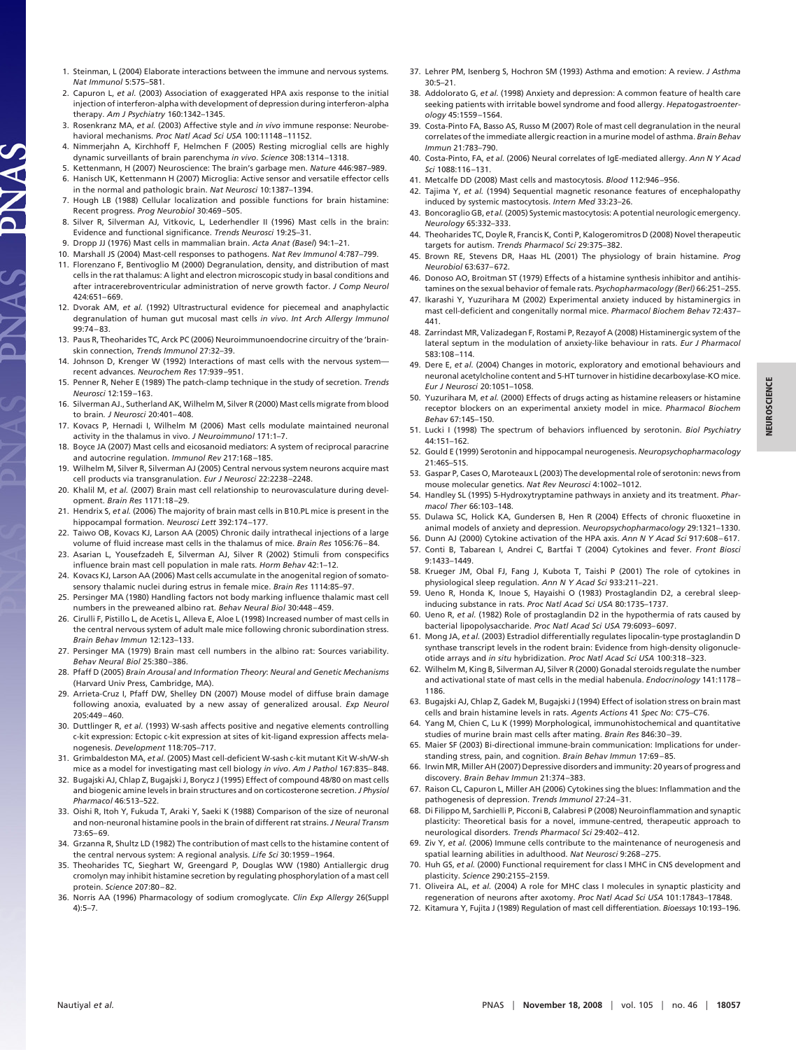1. Steinman, L (2004) Elaborate interactions between the immune and nervous systems. *Nat Immunol* 5:575–581.
2. Capuron L, *et al.* (2003) Association of exaggerated HPA axis response to the initial injection of interferon-alpha with development of depression during interferon-alpha therapy. *Am J Psychiatry* 160:1342–1345.
3. Rosenkranz MA, *et al.* (2003) Affective style and *in vivo* immune response: Neurobehavioral mechanisms. *Proc Natl Acad Sci USA* 100:11148–11152.
4. Nimmerjahn A, Kirchhoff F, Helmchen F (2005) Resting microglial cells are highly dynamic surveillants of brain parenchyma *in vivo*. *Science* 308:1314–1318.
5. Kettenmann, H (2007) Neuroscience: The brain's garbage men. *Nature* 446:987–989.
6. Hanisch UK, Kettenmann H (2007) Microglia: Active sensor and versatile effector cells in the normal and pathologic brain. *Nat Neurosci* 10:1387–1394.
7. Hough LB (1988) Cellular localization and possible functions for brain histamine: Recent progress. *Prog Neurobiol* 30:469–505.
8. Silver R, Silverman AJ, Vitkovic, L, Lederhendler II (1996) Mast cells in the brain: Evidence and functional significance. *Trends Neurosci* 19:25–31.
9. Dropp JJ (1976) Mast cells in mammalian brain. *Acta Anat (Basel)* 94:1–21.
10. Marshall JS (2004) Mast-cell responses to pathogens. *Nat Rev Immunol* 4:787–799.
11. Florenzano F, Bentivoglio M (2000) Degranulation, density, and distribution of mast cells in the rat thalamus: A light and electron microscopic study in basal conditions and after intracerebroventricular administration of nerve growth factor. *J Comp Neurol* 424:651–669.
12. Dvorak AM, *et al.* (1992) Ultrastructural evidence for piecemeal and anaphylactic degranulation of human gut mucosal mast cells *in vivo*. *Int Arch Allergy Immunol* 99:74–83.
13. Paus R, Theoharides TC, Arck PC (2006) Neuroimmunoendocrine circuitry of the 'brain-skin connection, *Trends Immunol* 27:32–39.
14. Johnson D, Krenger W (1992) Interactions of mast cells with the nervous system—recent advances. *Neurochem Res* 17:939–951.
15. Penner R, Neher E (1989) The patch-clamp technique in the study of secretion. *Trends Neurosci* 12:159–163.
16. Silverman AJ., Sutherland AK, Wilhelm M, Silver R (2000) Mast cells migrate from blood to brain. *J Neurosci* 20:401–408.
17. Kovacs P, Hernadi I, Wilhelm M (2006) Mast cells modulate maintained neuronal activity in the thalamus in vivo. *J Neuroimmunol* 171:1–7.
18. Boyce JA (2007) Mast cells and eicosanoid mediators: A system of reciprocal paracrine and autocrine regulation. *Immunol Rev* 217:168–185.
19. Wilhelm M, Silver R, Silverman AJ (2005) Central nervous system neurons acquire mast cell products via transgranulation. *Eur J Neurosci* 22:2238–2248.
20. Khalil M, *et al.* (2007) Brain mast cell relationship to neurovasculature during development. *Brain Res* 1171:18–29.
21. Hendrix S, *et al.* (2006) The majority of brain mast cells in B10.PL mice is present in the hippocampal formation. *Neurosci Lett* 392:174–177.
22. Taiwo OB, Kovacs KJ, Larson AA (2005) Chronic daily intrathecal injections of a large volume of fluid increase mast cells in the thalamus of mice. *Brain Res* 1056:76–84.
23. Asarian L, Yousefzadeh E, Silverman AJ, Silver R (2002) Stimuli from conspecifics influence brain mast cell population in male rats. *Horm Behav* 42:1–12.
24. Kovacs KJ, Larson AA (2006) Mast cells accumulate in the anogenital region of somatosensory thalamic nuclei during estrus in female mice. *Brain Res* 1114:85–97.
25. Persinger MA (1980) Handling factors not body marking influence thalamic mast cell numbers in the preweaned albino rat. *Behav Neural Biol* 30:448–459.
26. Cirulli F, Pistillo L, de Acetis L, Alleva E, Aloe L (1998) Increased number of mast cells in the central nervous system of adult male mice following chronic subordination stress. *Brain Behav Immun* 12:123–133.
27. Persinger MA (1979) Brain mast cell numbers in the albino rat: Sources variability. *Behav Neural Biol* 25:380–386.
28. Pfaff D (2005) *Brain Arousal and Information Theory*: *Neural and Genetic Mechanisms* (Harvard Univ Press, Cambridge, MA).
29. Arrieta-Cruz I, Pfaff DW, Shelley DN (2007) Mouse model of diffuse brain damage following anoxia, evaluated by a new assay of generalized arousal. *Exp Neurol* 205:449–460.
30. Duttlinger R, *et al.* (1993) W-sash affects positive and negative elements controlling c-kit expression: Ectopic c-kit expression at sites of kit-ligand expression affects melanogenesis. *Development* 118:705–717.
31. Grimbaldeston MA, *et al.* (2005) Mast cell-deficient W-sash c-kit mutant Kit W-sh/W-sh mice as a model for investigating mast cell biology *in vivo*. *Am J Pathol* 167:835–848.
32. Bugajski AJ, Chlap Z, Bugajski J, Borycz J (1995) Effect of compound 48/80 on mast cells and biogenic amine levels in brain structures and on corticosterone secretion. *J Physiol Pharmacol* 46:513–522.
33. Oishi R, Itoh Y, Fukuda T, Araki Y, Saeki K (1988) Comparison of the size of neuronal and non-neuronal histamine pools in the brain of different rat strains. *J Neural Transm* 73:65–69.
34. Grzanna R, Shultz LD (1982) The contribution of mast cells to the histamine content of the central nervous system: A regional analysis. *Life Sci* 30:1959–1964.
35. Theoharides TC, Sieghart W, Greengard P, Douglas WW (1980) Antiallergic drug cromolyn may inhibit histamine secretion by regulating phosphorylation of a mast cell protein. *Science* 207:80–82.
36. Norris AA (1996) Pharmacology of sodium cromoglycate. *Clin Exp Allergy* 26(Suppl 4):5–7.
37. Lehrer PM, Isenberg S, Hochron SM (1993) Asthma and emotion: A review. *J Asthma* 30:5–21.
38. Addolorato G, *et al.* (1998) Anxiety and depression: A common feature of health care seeking patients with irritable bowel syndrome and food allergy. *Hepatogastroenterology* 45:1559–1564.
39. Costa-Pinto FA, Basso AS, Russo M (2007) Role of mast cell degranulation in the neural correlates of the immediate allergic reaction in a murine model of asthma. *Brain Behav Immun* 21:783–790.
40. Costa-Pinto, FA, *et al.* (2006) Neural correlates of IgE-mediated allergy. *Ann N Y Acad Sci* 1088:116–131.
41. Metcalfe DD (2008) Mast cells and mastocytosis. *Blood* 112:946–956.
42. Tajima Y, *et al.* (1994) Sequential magnetic resonance features of encephalopathy induced by systemic mastocytosis. *Intern Med* 33:23–26.
43. Boncoraglio GB, *et al.* (2005) Systemic mastocytosis: A potential neurologic emergency. *Neurology* 65:332–333.
44. Theoharides TC, Doyle R, Francis K, Conti P, Kalogeromitros D (2008) Novel therapeutic targets for autism. *Trends Pharmacol Sci* 29:375–382.
45. Brown RE, Stevens DR, Haas HL (2001) The physiology of brain histamine. *Prog Neurobiol* 63:637–672.
46. Donoso AO, Broitman ST (1979) Effects of a histamine synthesis inhibitor and antihistamines on the sexual behavior of female rats. *Psychopharmacology (Berl)* 66:251–255.
47. Ikarashi Y, Yuzurihara M (2002) Experimental anxiety induced by histaminergics in mast cell-deficient and congenitally normal mice. *Pharmacol Biochem Behav* 72:437–441.
48. Zarrindast MR, Valizadegan F, Rostami P, Rezayof A (2008) Histaminergic system of the lateral septum in the modulation of anxiety-like behaviour in rats. *Eur J Pharmacol* 583:108–114.
49. Dere E, *et al.* (2004) Changes in motoric, exploratory and emotional behaviours and neuronal acetylcholine content and 5-HT turnover in histidine decarboxylase-KO mice. *Eur J Neurosci* 20:1051–1058.
50. Yuzurihara M, *et al.* (2000) Effects of drugs acting as histamine releasers or histamine receptor blockers on an experimental anxiety model in mice. *Pharmacol Biochem Behav* 67:145–150.
51. Lucki I (1998) The spectrum of behaviors influenced by serotonin. *Biol Psychiatry* 44:151–162.
52. Gould E (1999) Serotonin and hippocampal neurogenesis. *Neuropsychopharmacology* 21:46S–51S.
53. Gaspar P, Cases O, Maroteaux L (2003) The developmental role of serotonin: news from mouse molecular genetics. *Nat Rev Neurosci* 4:1002–1012.
54. Handley SL (1995) 5-Hydroxytryptamine pathways in anxiety and its treatment. *Pharmacol Ther* 66:103–148.
55. Dulawa SC, Holick KA, Gundersen B, Hen R (2004) Effects of chronic fluoxetine in animal models of anxiety and depression. *Neuropsychopharmacology* 29:1321–1330.
56. Dunn AJ (2000) Cytokine activation of the HPA axis. *Ann N Y Acad Sci* 917:608–617.
57. Conti B, Tabarean I, Andrei C, Bartfai T (2004) Cytokines and fever. *Front Biosci* 9:1433–1449.
58. Krueger JM, Obal FJ, Fang J, Kubota T, Taishi P (2001) The role of cytokines in physiological sleep regulation. *Ann N Y Acad Sci* 933:211–221.
59. Ueno R, Honda K, Inoue S, Hayaishi O (1983) Prostaglandin D2, a cerebral sleep-inducing substance in rats. *Proc Natl Acad Sci USA* 80:1735–1737.
60. Ueno R, *et al.* (1982) Role of prostaglandin D2 in the hypothermia of rats caused by bacterial lipopolysaccharide. *Proc Natl Acad Sci USA* 79:6093–6097.
61. Mong JA, *et al.* (2003) Estradiol differentially regulates lipocalin-type prostaglandin D synthase transcript levels in the rodent brain: Evidence from high-density oligonucleotide arrays and *in situ* hybridization. *Proc Natl Acad Sci USA* 100:318–323.
62. Wilhelm M, King B, Silverman AJ, Silver R (2000) Gonadal steroids regulate the number and activational state of mast cells in the medial habenula. *Endocrinology* 141:1178–1186.
63. Bugajski AJ, Chlap Z, Gadek M, Bugajski J (1994) Effect of isolation stress on brain mast cells and brain histamine levels in rats. *Agents Actions* 41 *Spec No*: C75–C76.
64. Yang M, Chien C, Lu K (1999) Morphological, immunohistochemical and quantitative studies of murine brain mast cells after mating. *Brain Res* 846:30–39.
65. Maier SF (2003) Bi-directional immune-brain communication: Implications for understanding stress, pain, and cognition. *Brain Behav Immun* 17:69–85.
66. Irwin MR, Miller AH (2007) Depressive disorders and immunity: 20 years of progress and discovery. *Brain Behav Immun* 21:374–383.
67. Raison CL, Capuron L, Miller AH (2006) Cytokines sing the blues: Inflammation and the pathogenesis of depression. *Trends Immunol* 27:24–31.
68. Di Filippo M, Sarchielli P, Picconi B, Calabresi P (2008) Neuroinflammation and synaptic plasticity: Theoretical basis for a novel, immune-centred, therapeutic approach to neurological disorders. *Trends Pharmacol Sci* 29:402–412.
69. Ziv Y, *et al.* (2006) Immune cells contribute to the maintenance of neurogenesis and spatial learning abilities in adulthood. *Nat Neurosci* 9:268–275.
70. Huh GS, *et al.* (2000) Functional requirement for class I MHC in CNS development and plasticity. *Science* 290:2155–2159.
71. Oliveira AL, *et al.* (2004) A role for MHC class I molecules in synaptic plasticity and regeneration of neurons after axotomy. *Proc Natl Acad Sci USA* 101:17843–17848.
72. Kitamura Y, Fujita J (1989) Regulation of mast cell differentiation. *Bioessays* 10:193–196.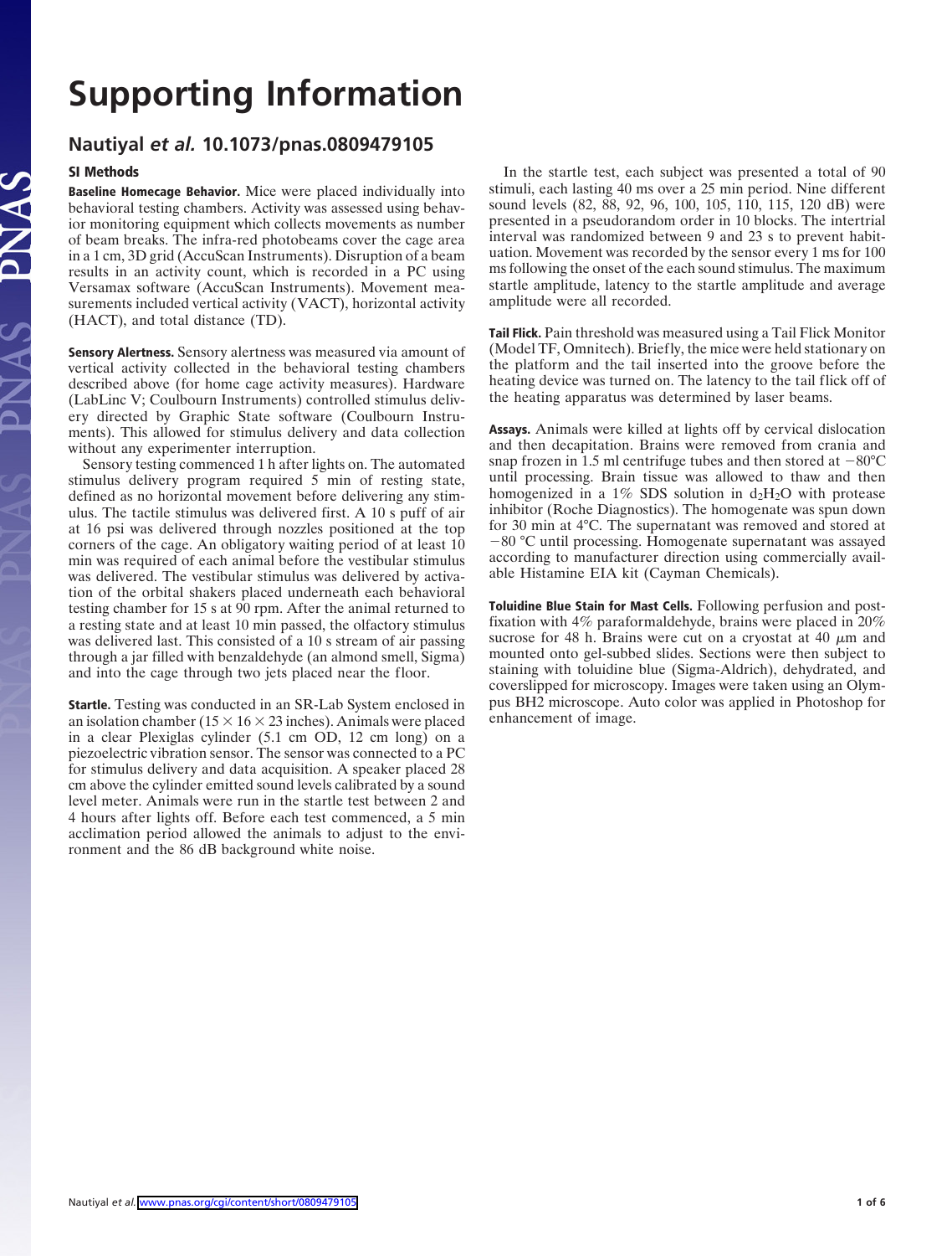# Supporting Information

## Nautiyal *et al.* 10.1073/pnas.0809479105

### SI Methods

**Baseline Homecage Behavior.** Mice were placed individually into behavioral testing chambers. Activity was assessed using behavior monitoring equipment which collects movements as number of beam breaks. The infra-red photobeams cover the cage area in a 1 cm, 3D grid (AccuScan Instruments). Disruption of a beam results in an activity count, which is recorded in a PC using Versamax software (AccuScan Instruments). Movement measurements included vertical activity (VACT), horizontal activity (HACT), and total distance (TD).

**Sensory Alertness.** Sensory alertness was measured via amount of vertical activity collected in the behavioral testing chambers described above (for home cage activity measures). Hardware (LabLinc V; Coulbourn Instruments) controlled stimulus delivery directed by Graphic State software (Coulbourn Instruments). This allowed for stimulus delivery and data collection without any experimenter interruption.

Sensory testing commenced 1 h after lights on. The automated stimulus delivery program required 5 min of resting state, defined as no horizontal movement before delivering any stimulus. The tactile stimulus was delivered first. A 10 s puff of air at 16 psi was delivered through nozzles positioned at the top corners of the cage. An obligatory waiting period of at least 10 min was required of each animal before the vestibular stimulus was delivered. The vestibular stimulus was delivered by activation of the orbital shakers placed underneath each behavioral testing chamber for 15 s at 90 rpm. After the animal returned to a resting state and at least 10 min passed, the olfactory stimulus was delivered last. This consisted of a 10 s stream of air passing through a jar filled with benzaldehyde (an almond smell, Sigma) and into the cage through two jets placed near the floor.

**Startle.** Testing was conducted in an SR-Lab System enclosed in an isolation chamber (15 × 16 × 23 inches). Animals were placed in a clear Plexiglas cylinder (5.1 cm OD, 12 cm long) on a piezoelectric vibration sensor. The sensor was connected to a PC for stimulus delivery and data acquisition. A speaker placed 28 cm above the cylinder emitted sound levels calibrated by a sound level meter. Animals were run in the startle test between 2 and 4 hours after lights off. Before each test commenced, a 5 min acclimation period allowed the animals to adjust to the environment and the 86 dB background white noise.

In the startle test, each subject was presented a total of 90 stimuli, each lasting 40 ms over a 25 min period. Nine different sound levels (82, 88, 92, 96, 100, 105, 110, 115, 120 dB) were presented in a pseudorandom order in 10 blocks. The intertrial interval was randomized between 9 and 23 s to prevent habituation. Movement was recorded by the sensor every 1 ms for 100 ms following the onset of the each sound stimulus. The maximum startle amplitude, latency to the startle amplitude and average amplitude were all recorded.

**Tail Flick.** Pain threshold was measured using a Tail Flick Monitor (Model TF, Omnitech). Briefly, the mice were held stationary on the platform and the tail inserted into the groove before the heating device was turned on. The latency to the tail flick off of the heating apparatus was determined by laser beams.

**Assays.** Animals were killed at lights off by cervical dislocation and then decapitation. Brains were removed from crania and snap frozen in 1.5 ml centrifuge tubes and then stored at −80°C until processing. Brain tissue was allowed to thaw and then homogenized in a 1% SDS solution in $d_2H_2O$ with protease inhibitor (Roche Diagnostics). The homogenate was spun down for 30 min at 4°C. The supernatant was removed and stored at −80 °C until processing. Homogenate supernatant was assayed according to manufacturer direction using commercially available Histamine EIA kit (Cayman Chemicals).

**Toluidine Blue Stain for Mast Cells.** Following perfusion and postfixation with 4% paraformaldehyde, brains were placed in 20% sucrose for 48 h. Brains were cut on a cryostat at 40 $\mu$m and mounted onto gel-subbed slides. Sections were then subject to staining with toluidine blue (Sigma-Aldrich), dehydrated, and coverslipped for microscopy. Images were taken using an Olympus BH2 microscope. Auto color was applied in Photoshop for enhancement of image.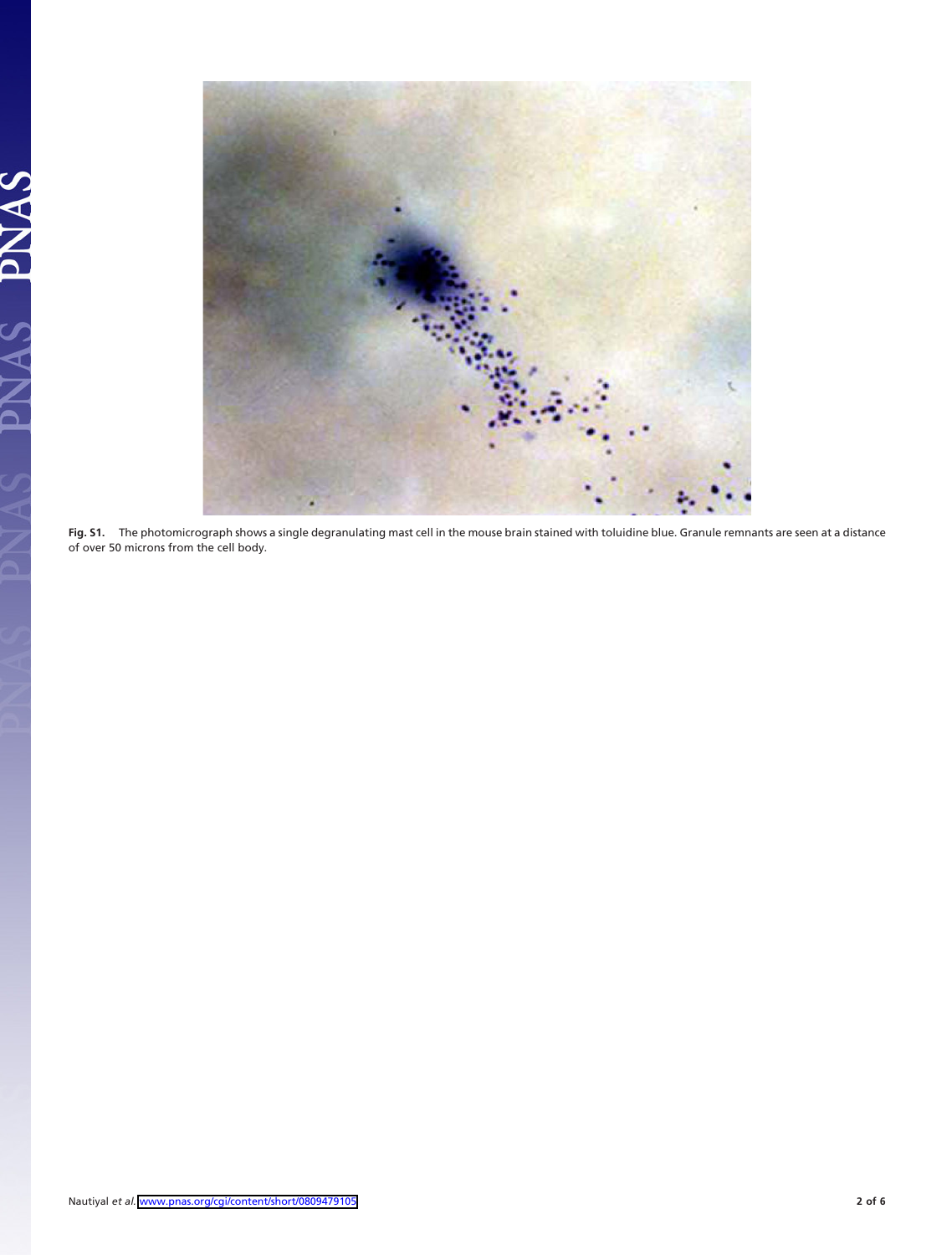**Fig. S1.** The photomicrograph shows a single degranulating mast cell in the mouse brain stained with toluidine blue. Granule remnants are seen at a distance of over 50 microns from the cell body.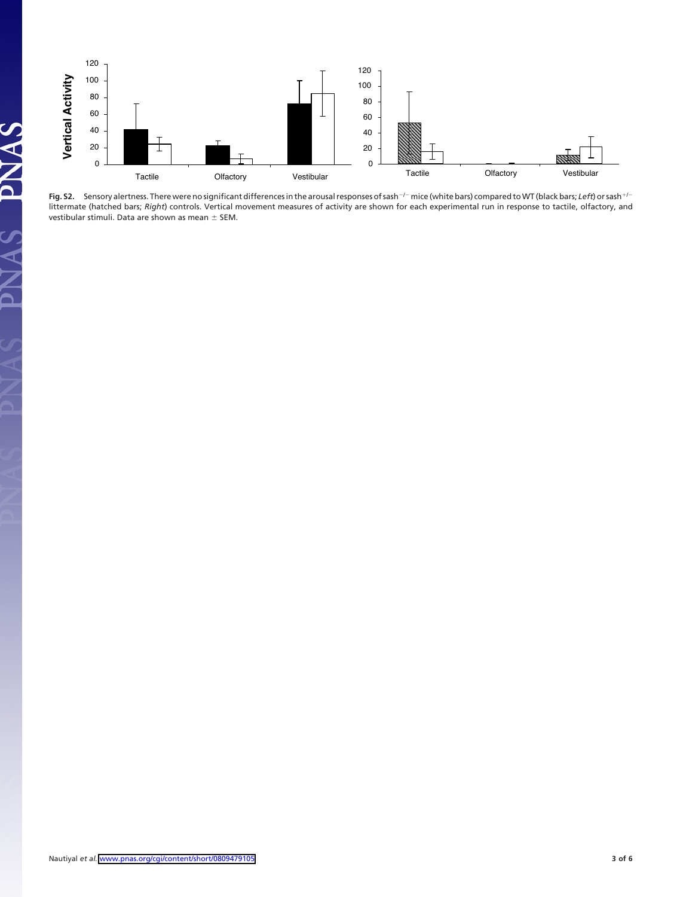**Fig. S2.** Sensory alertness. There were no significant differences in the arousal responses of sash$^{-/-}$ mice (white bars) compared to WT (black bars; *Left*) or sash$^{+/-}$ littermate (hatched bars; *Right*) controls. Vertical movement measures of activity are shown for each experimental run in response to tactile, olfactory, and vestibular stimuli. Data are shown as mean ± SEM.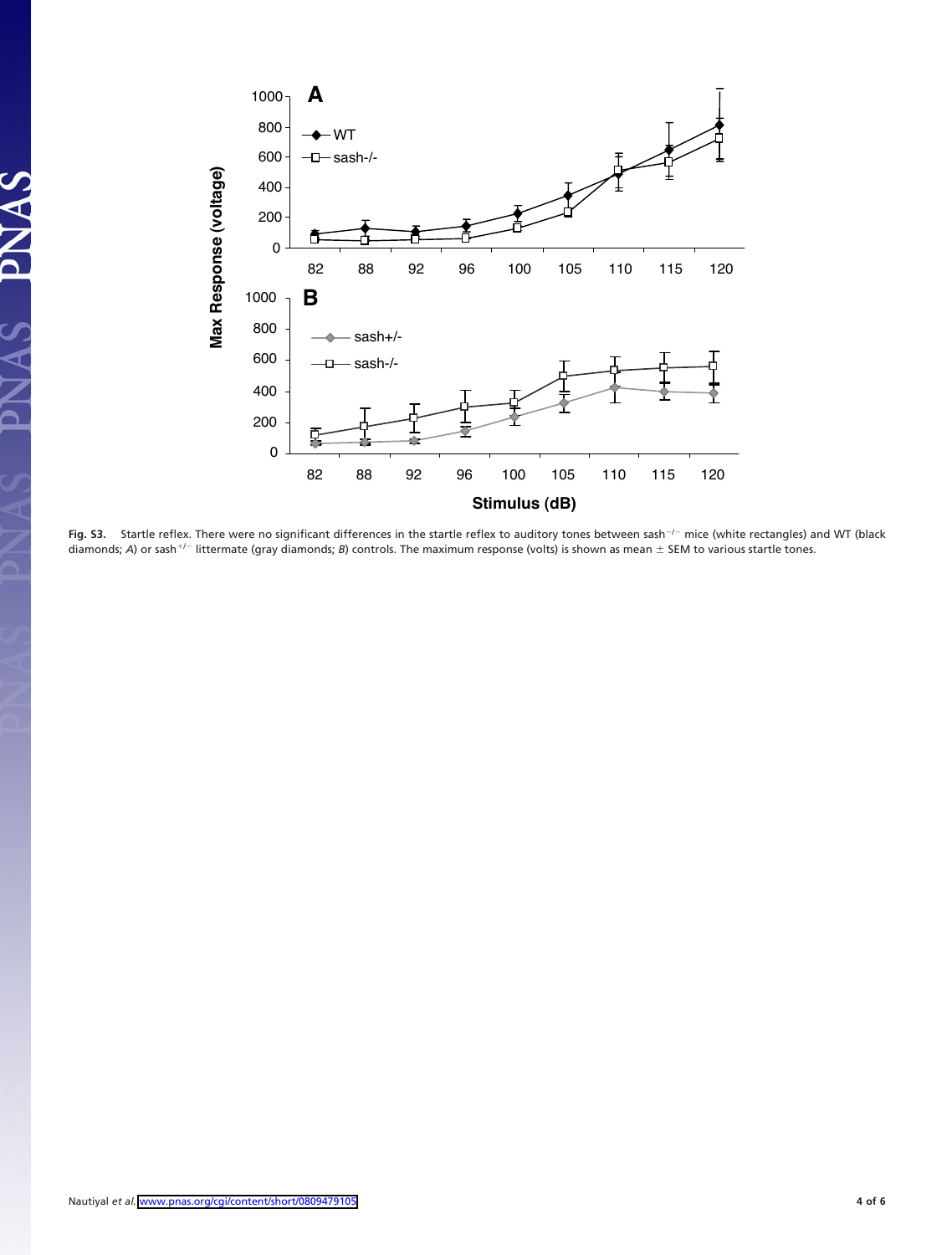**Fig. S3.** Startle reflex. There were no significant differences in the startle reflex to auditory tones between sash$^{-/-}$ mice (white rectangles) and WT (black diamonds; *A*) or sash$^{+/-}$ littermate (gray diamonds; *B*) controls. The maximum response (volts) is shown as mean ± SEM to various startle tones.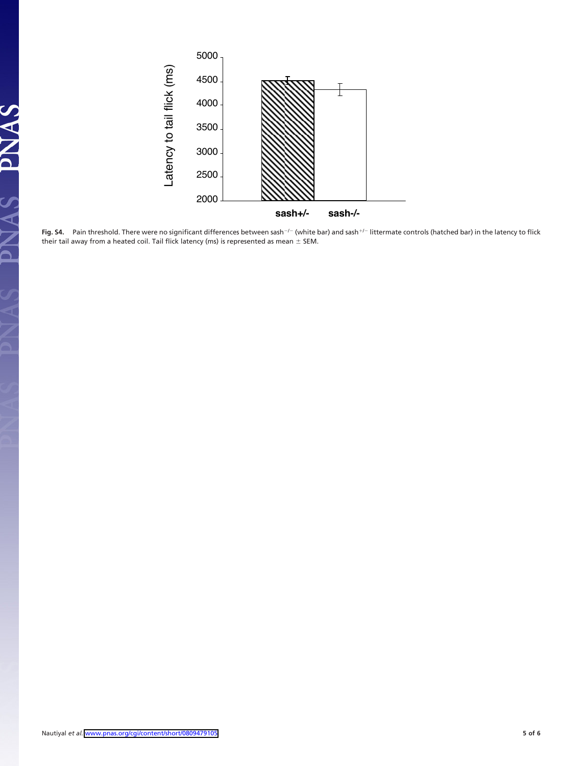**Fig. S4.** Pain threshold. There were no significant differences between sash$^{-/-}$ (white bar) and sash$^{+/-}$ littermate controls (hatched bar) in the latency to flick their tail away from a heated coil. Tail flick latency (ms) is represented as mean ± SEM.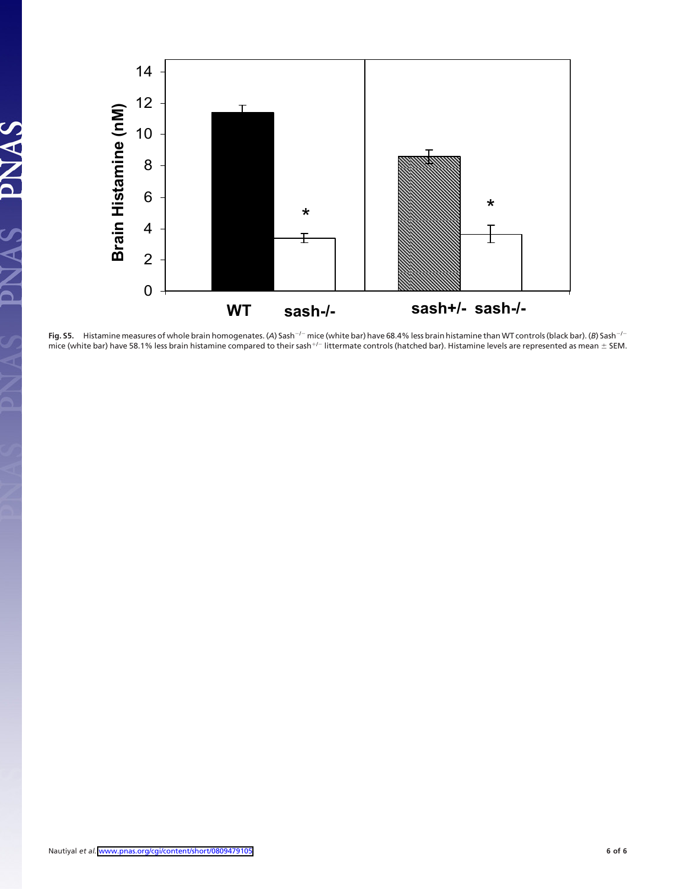Brain Histamine (nM)

14
12
10
8
6
4
2
0

*

*

WT sash-/-

sash+/- sash-/-

**Fig. S5.** Histamine measures of whole brain homogenates. (*A*) Sash$^{-/-}$ mice (white bar) have 68.4% less brain histamine than WT controls (black bar). (*B*) Sash$^{-/-}$ mice (white bar) have 58.1% less brain histamine compared to their sash$^{+/-}$ littermate controls (hatched bar). Histamine levels are represented as mean ± SEM.